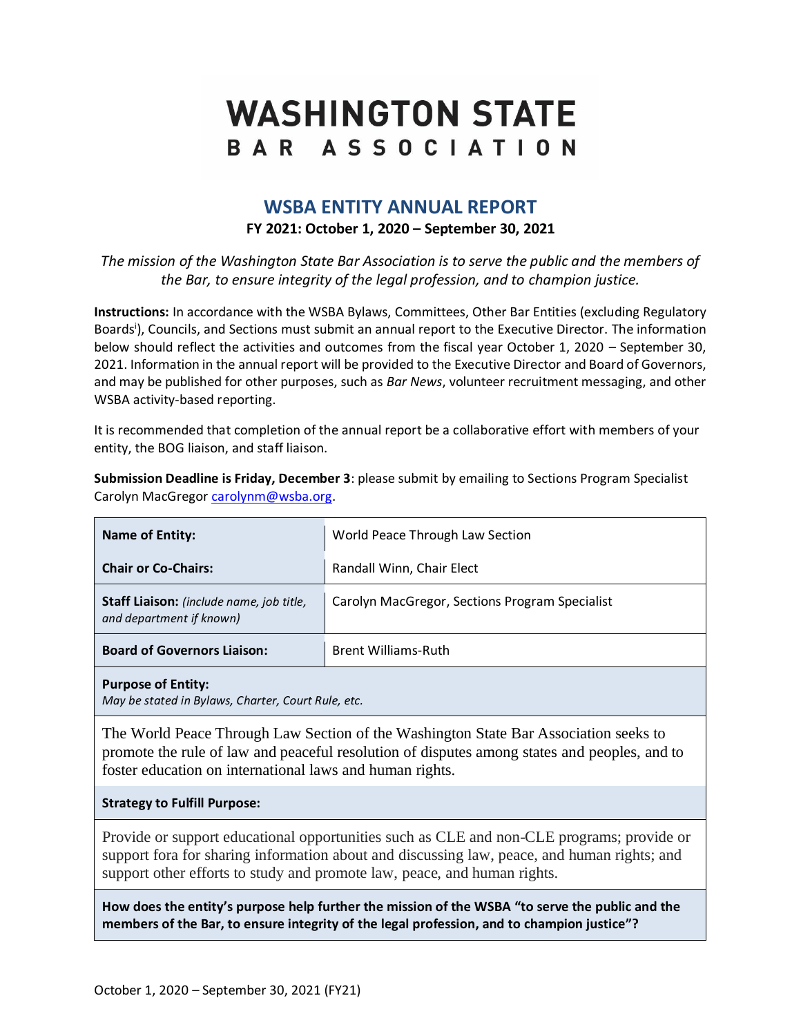# WASHINGTON STATE BAR ASSOCIATION

## WSBA ENTITY ANNUAL REPORT

**FY 2021: October 1, 2020 – September 30, 2021**

*The mission of the Washington State Bar Association is to serve the public and the members of the Bar, to ensure integrity of the legal profession, and to champion justice.*

**Instructions:** In accordance with the WSBA Bylaws, Committees, Other Bar Entities (excluding Regulatory Boards[i]), Councils, and Sections must submit an annual report to the Executive Director. The information below should reflect the activities and outcomes from the fiscal year October 1, 2020 – September 30, 2021. Information in the annual report will be provided to the Executive Director and Board of Governors, and may be published for other purposes, such as *Bar News*, volunteer recruitment messaging, and other WSBA activity-based reporting.

It is recommended that completion of the annual report be a collaborative effort with members of your entity, the BOG liaison, and staff liaison.

**Submission Deadline is Friday, December 3**: please submit by emailing to Sections Program Specialist Carolyn MacGregor carolynm@wsba.org.

| **Name of Entity:** | World Peace Through Law Section |
|---|---|
| **Chair or Co-Chairs:** | Randall Winn, Chair Elect |
| **Staff Liaison:** *(include name, job title, and department if known)* | Carolyn MacGregor, Sections Program Specialist |
| **Board of Governors Liaison:** | Brent Williams-Ruth |

**Purpose of Entity:**
*May be stated in Bylaws, Charter, Court Rule, etc.*

The World Peace Through Law Section of the Washington State Bar Association seeks to promote the rule of law and peaceful resolution of disputes among states and peoples, and to foster education on international laws and human rights.

**Strategy to Fulfill Purpose:**

Provide or support educational opportunities such as CLE and non-CLE programs; provide or support fora for sharing information about and discussing law, peace, and human rights; and support other efforts to study and promote law, peace, and human rights.

**How does the entity's purpose help further the mission of the WSBA "to serve the public and the members of the Bar, to ensure integrity of the legal profession, and to champion justice"?**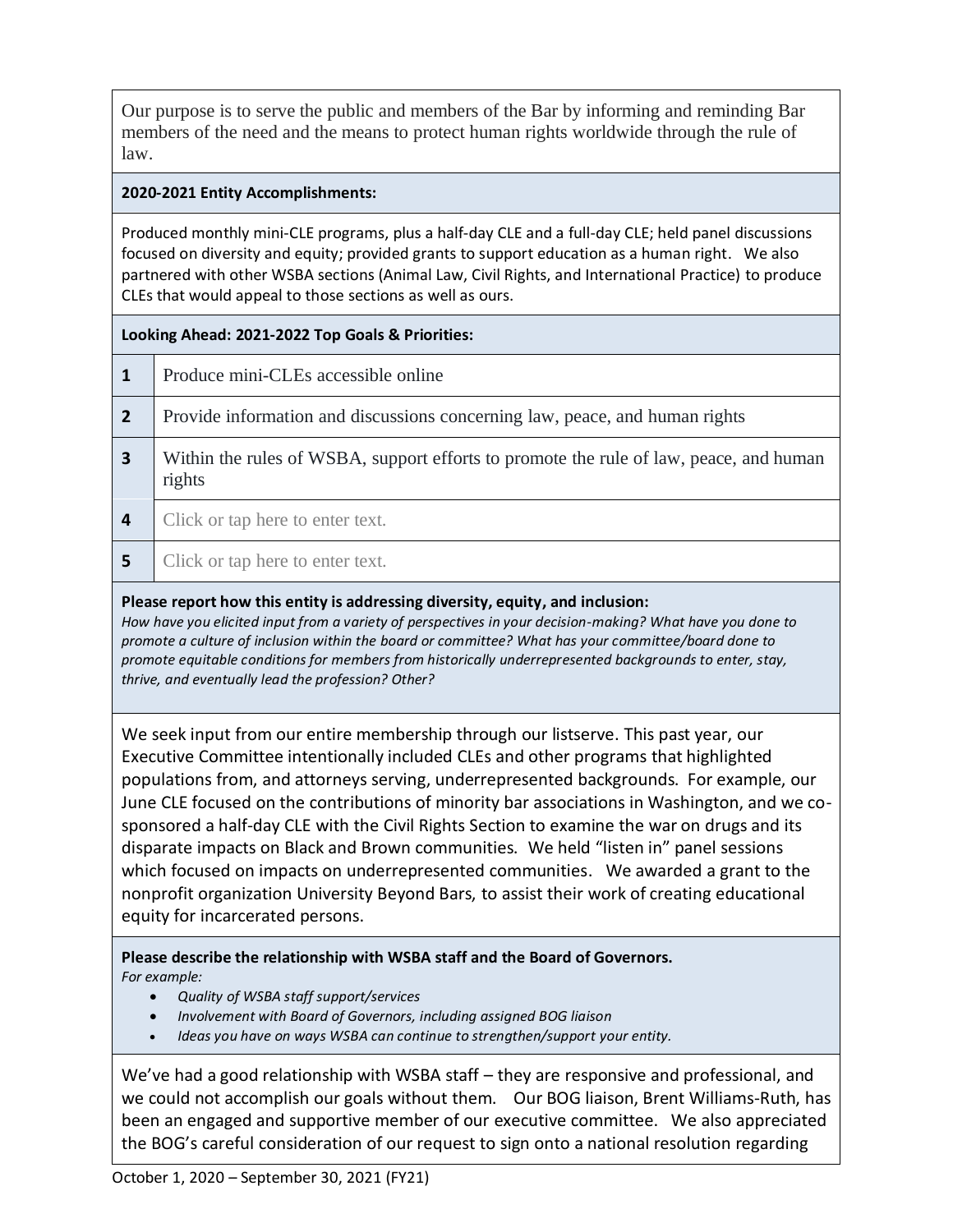Our purpose is to serve the public and members of the Bar by informing and reminding Bar members of the need and the means to protect human rights worldwide through the rule of law.

**2020-2021 Entity Accomplishments:**

Produced monthly mini-CLE programs, plus a half-day CLE and a full-day CLE; held panel discussions focused on diversity and equity; provided grants to support education as a human right. We also partnered with other WSBA sections (Animal Law, Civil Rights, and International Practice) to produce CLEs that would appeal to those sections as well as ours.

**Looking Ahead: 2021-2022 Top Goals & Priorities:**

| | |
|---|---|
| **1** | Produce mini-CLEs accessible online |
| **2** | Provide information and discussions concerning law, peace, and human rights |
| **3** | Within the rules of WSBA, support efforts to promote the rule of law, peace, and human rights |
| **4** | Click or tap here to enter text. |
| **5** | Click or tap here to enter text. |

**Please report how this entity is addressing diversity, equity, and inclusion:**
*How have you elicited input from a variety of perspectives in your decision-making? What have you done to promote a culture of inclusion within the board or committee? What has your committee/board done to promote equitable conditions for members from historically underrepresented backgrounds to enter, stay, thrive, and eventually lead the profession? Other?*

We seek input from our entire membership through our listserve. This past year, our Executive Committee intentionally included CLEs and other programs that highlighted populations from, and attorneys serving, underrepresented backgrounds. For example, our June CLE focused on the contributions of minority bar associations in Washington, and we co-sponsored a half-day CLE with the Civil Rights Section to examine the war on drugs and its disparate impacts on Black and Brown communities. We held "listen in" panel sessions which focused on impacts on underrepresented communities. We awarded a grant to the nonprofit organization University Beyond Bars, to assist their work of creating educational equity for incarcerated persons.

**Please describe the relationship with WSBA staff and the Board of Governors.**
*For example:*

- *Quality of WSBA staff support/services*
- *Involvement with Board of Governors, including assigned BOG liaison*
- *Ideas you have on ways WSBA can continue to strengthen/support your entity.*

We've had a good relationship with WSBA staff – they are responsive and professional, and we could not accomplish our goals without them. Our BOG liaison, Brent Williams-Ruth, has been an engaged and supportive member of our executive committee. We also appreciated the BOG's careful consideration of our request to sign onto a national resolution regarding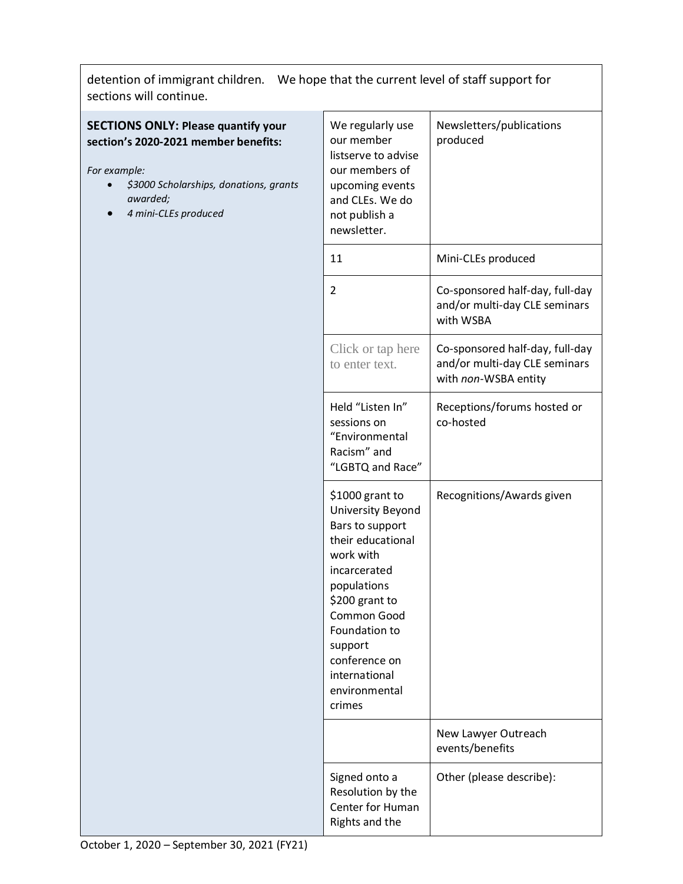detention of immigrant children.    We hope that the current level of staff support for sections will continue.

| **SECTIONS ONLY: Please quantify your section's 2020-2021 member benefits:**<br><br>*For example:*<br>• *$3000 Scholarships, donations, grants awarded;*<br>• *4 mini-CLEs produced* | We regularly use our member listserve to advise our members of upcoming events and CLEs. We do not publish a newsletter. | Newsletters/publications produced |
|---|---|---|
| | 11 | Mini-CLEs produced |
| | 2 | Co-sponsored half-day, full-day and/or multi-day CLE seminars with WSBA |
| | Click or tap here to enter text. | Co-sponsored half-day, full-day and/or multi-day CLE seminars with *non*-WSBA entity |
| | Held "Listen In" sessions on "Environmental Racism" and "LGBTQ and Race" | Receptions/forums hosted or co-hosted |
| | $1000 grant to University Beyond Bars to support their educational work with incarcerated populations<br>$200 grant to Common Good Foundation to support conference on international environmental crimes | Recognitions/Awards given |
| | | New Lawyer Outreach events/benefits |
| | Signed onto a Resolution by the Center for Human Rights and the | Other (please describe): |

October 1, 2020 – September 30, 2021 (FY21)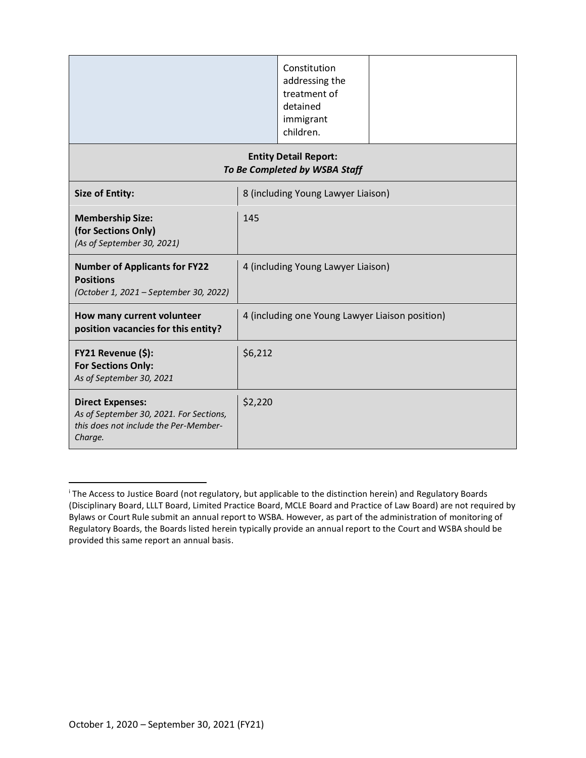| | | | |
|---|---|---|---|
| | | Constitution addressing the treatment of detained immigrant children. | |

| | |
|---|---|
| **Entity Detail Report:** *To Be Completed by WSBA Staff* | |
| **Size of Entity:** | 8 (including Young Lawyer Liaison) |
| **Membership Size: (for Sections Only)** *(As of September 30, 2021)* | 145 |
| **Number of Applicants for FY22 Positions** *(October 1, 2021 – September 30, 2022)* | 4 (including Young Lawyer Liaison) |
| **How many current volunteer position vacancies for this entity?** | 4 (including one Young Lawyer Liaison position) |
| **FY21 Revenue ($): For Sections Only:** *As of September 30, 2021* | $6,212 |
| **Direct Expenses:** *As of September 30, 2021. For Sections, this does not include the Per-Member-Charge.* | $2,220 |

[i] The Access to Justice Board (not regulatory, but applicable to the distinction herein) and Regulatory Boards (Disciplinary Board, LLLT Board, Limited Practice Board, MCLE Board and Practice of Law Board) are not required by Bylaws or Court Rule submit an annual report to WSBA. However, as part of the administration of monitoring of Regulatory Boards, the Boards listed herein typically provide an annual report to the Court and WSBA should be provided this same report an annual basis.

October 1, 2020 – September 30, 2021 (FY21)